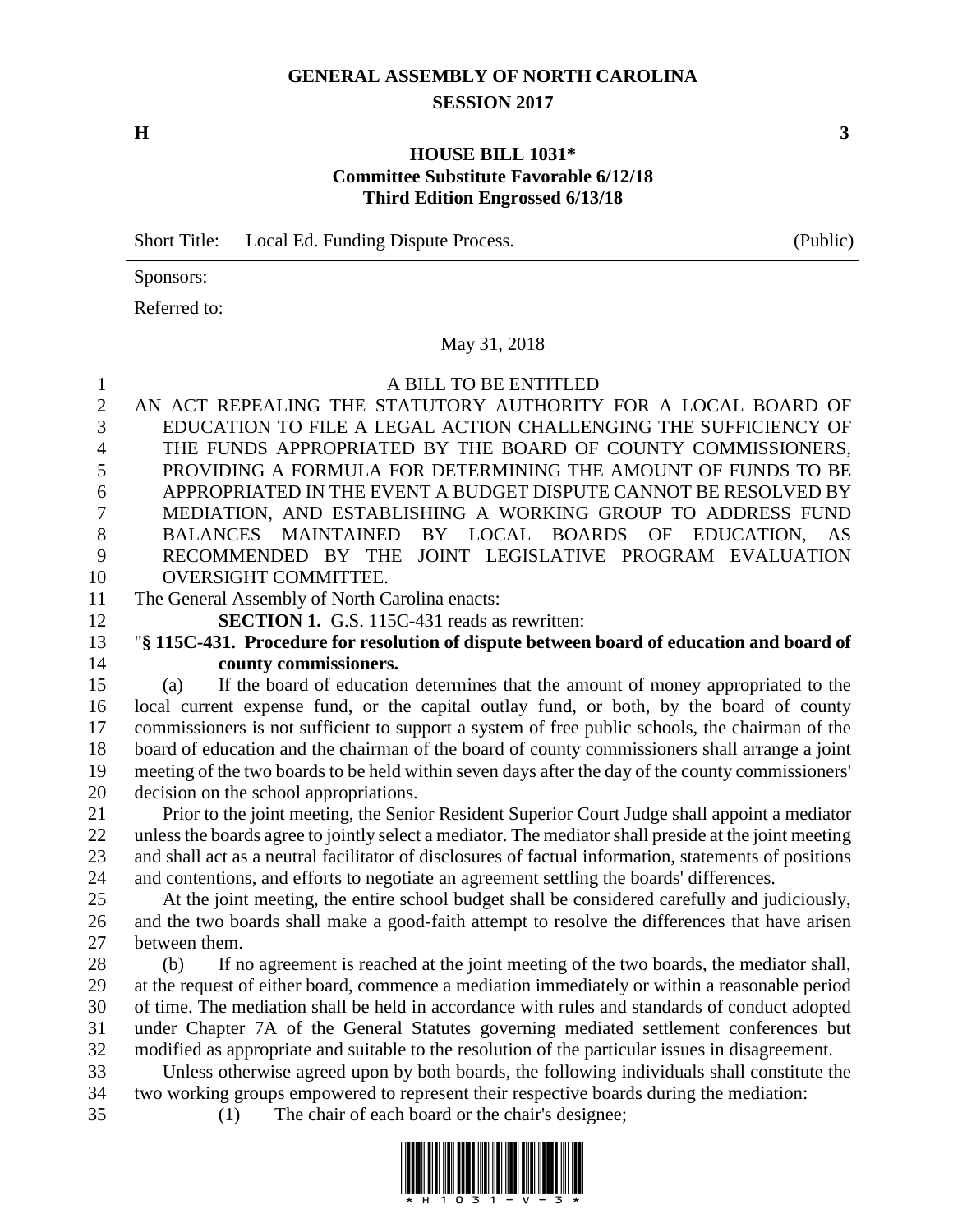# GENERAL ASSEMBLY OF NORTH CAROLINA
## SESSION 2017

**H** **3**

### HOUSE BILL 1031*
### Committee Substitute Favorable 6/12/18
### Third Edition Engrossed 6/13/18

Short Title: Local Ed. Funding Dispute Process. (Public)

Sponsors:

Referred to:

May 31, 2018

A BILL TO BE ENTITLED

AN ACT REPEALING THE STATUTORY AUTHORITY FOR A LOCAL BOARD OF EDUCATION TO FILE A LEGAL ACTION CHALLENGING THE SUFFICIENCY OF THE FUNDS APPROPRIATED BY THE BOARD OF COUNTY COMMISSIONERS, PROVIDING A FORMULA FOR DETERMINING THE AMOUNT OF FUNDS TO BE APPROPRIATED IN THE EVENT A BUDGET DISPUTE CANNOT BE RESOLVED BY MEDIATION, AND ESTABLISHING A WORKING GROUP TO ADDRESS FUND BALANCES MAINTAINED BY LOCAL BOARDS OF EDUCATION, AS RECOMMENDED BY THE JOINT LEGISLATIVE PROGRAM EVALUATION OVERSIGHT COMMITTEE.

The General Assembly of North Carolina enacts:

**SECTION 1.** G.S. 115C-431 reads as rewritten:

"**§ 115C-431. Procedure for resolution of dispute between board of education and board of county commissioners.**

(a) If the board of education determines that the amount of money appropriated to the local current expense fund, or the capital outlay fund, or both, by the board of county commissioners is not sufficient to support a system of free public schools, the chairman of the board of education and the chairman of the board of county commissioners shall arrange a joint meeting of the two boards to be held within seven days after the day of the county commissioners' decision on the school appropriations.

Prior to the joint meeting, the Senior Resident Superior Court Judge shall appoint a mediator unless the boards agree to jointly select a mediator. The mediator shall preside at the joint meeting and shall act as a neutral facilitator of disclosures of factual information, statements of positions and contentions, and efforts to negotiate an agreement settling the boards' differences.

At the joint meeting, the entire school budget shall be considered carefully and judiciously, and the two boards shall make a good-faith attempt to resolve the differences that have arisen between them.

(b) If no agreement is reached at the joint meeting of the two boards, the mediator shall, at the request of either board, commence a mediation immediately or within a reasonable period of time. The mediation shall be held in accordance with rules and standards of conduct adopted under Chapter 7A of the General Statutes governing mediated settlement conferences but modified as appropriate and suitable to the resolution of the particular issues in disagreement.

Unless otherwise agreed upon by both boards, the following individuals shall constitute the two working groups empowered to represent their respective boards during the mediation:

(1) The chair of each board or the chair's designee;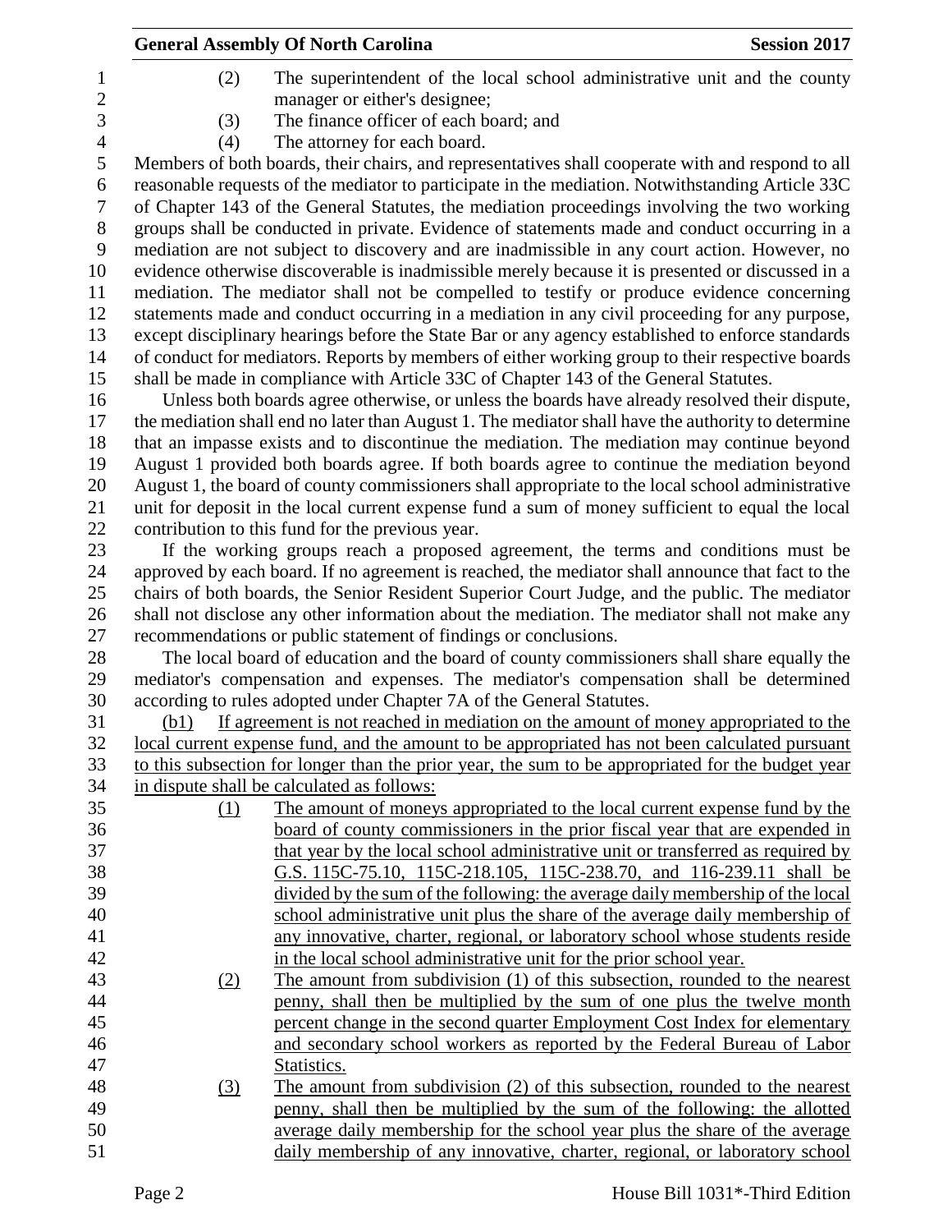(2) The superintendent of the local school administrative unit and the county manager or either's designee;

(3) The finance officer of each board; and

(4) The attorney for each board.

Members of both boards, their chairs, and representatives shall cooperate with and respond to all reasonable requests of the mediator to participate in the mediation. Notwithstanding Article 33C of Chapter 143 of the General Statutes, the mediation proceedings involving the two working groups shall be conducted in private. Evidence of statements made and conduct occurring in a mediation are not subject to discovery and are inadmissible in any court action. However, no evidence otherwise discoverable is inadmissible merely because it is presented or discussed in a mediation. The mediator shall not be compelled to testify or produce evidence concerning statements made and conduct occurring in a mediation in any civil proceeding for any purpose, except disciplinary hearings before the State Bar or any agency established to enforce standards of conduct for mediators. Reports by members of either working group to their respective boards shall be made in compliance with Article 33C of Chapter 143 of the General Statutes.

Unless both boards agree otherwise, or unless the boards have already resolved their dispute, the mediation shall end no later than August 1. The mediator shall have the authority to determine that an impasse exists and to discontinue the mediation. The mediation may continue beyond August 1 provided both boards agree. If both boards agree to continue the mediation beyond August 1, the board of county commissioners shall appropriate to the local school administrative unit for deposit in the local current expense fund a sum of money sufficient to equal the local contribution to this fund for the previous year.

If the working groups reach a proposed agreement, the terms and conditions must be approved by each board. If no agreement is reached, the mediator shall announce that fact to the chairs of both boards, the Senior Resident Superior Court Judge, and the public. The mediator shall not disclose any other information about the mediation. The mediator shall not make any recommendations or public statement of findings or conclusions.

The local board of education and the board of county commissioners shall share equally the mediator's compensation and expenses. The mediator's compensation shall be determined according to rules adopted under Chapter 7A of the General Statutes.

(b1) If agreement is not reached in mediation on the amount of money appropriated to the local current expense fund, and the amount to be appropriated has not been calculated pursuant to this subsection for longer than the prior year, the sum to be appropriated for the budget year in dispute shall be calculated as follows:

(1) The amount of moneys appropriated to the local current expense fund by the board of county commissioners in the prior fiscal year that are expended in that year by the local school administrative unit or transferred as required by G.S. 115C-75.10, 115C-218.105, 115C-238.70, and 116-239.11 shall be divided by the sum of the following: the average daily membership of the local school administrative unit plus the share of the average daily membership of any innovative, charter, regional, or laboratory school whose students reside in the local school administrative unit for the prior school year.

(2) The amount from subdivision (1) of this subsection, rounded to the nearest penny, shall then be multiplied by the sum of one plus the twelve month percent change in the second quarter Employment Cost Index for elementary and secondary school workers as reported by the Federal Bureau of Labor Statistics.

(3) The amount from subdivision (2) of this subsection, rounded to the nearest penny, shall then be multiplied by the sum of the following: the allotted average daily membership for the school year plus the share of the average daily membership of any innovative, charter, regional, or laboratory school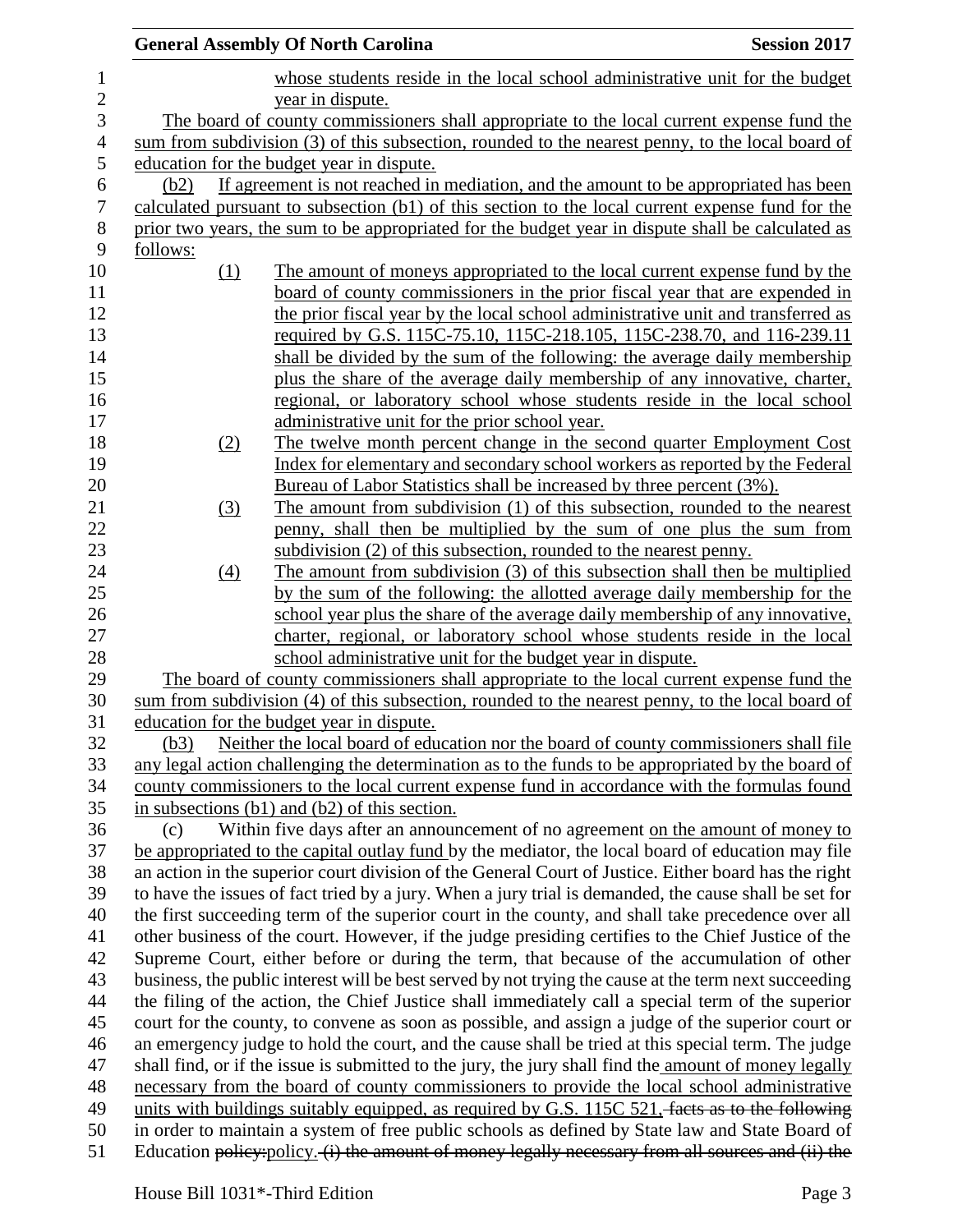whose students reside in the local school administrative unit for the budget year in dispute.

The board of county commissioners shall appropriate to the local current expense fund the sum from subdivision (3) of this subsection, rounded to the nearest penny, to the local board of education for the budget year in dispute.

(b2) If agreement is not reached in mediation, and the amount to be appropriated has been calculated pursuant to subsection (b1) of this section to the local current expense fund for the prior two years, the sum to be appropriated for the budget year in dispute shall be calculated as follows:

(1) The amount of moneys appropriated to the local current expense fund by the board of county commissioners in the prior fiscal year that are expended in the prior fiscal year by the local school administrative unit and transferred as required by G.S. 115C-75.10, 115C-218.105, 115C-238.70, and 116-239.11 shall be divided by the sum of the following: the average daily membership plus the share of the average daily membership of any innovative, charter, regional, or laboratory school whose students reside in the local school administrative unit for the prior school year.

(2) The twelve month percent change in the second quarter Employment Cost Index for elementary and secondary school workers as reported by the Federal Bureau of Labor Statistics shall be increased by three percent (3%).

(3) The amount from subdivision (1) of this subsection, rounded to the nearest penny, shall then be multiplied by the sum of one plus the sum from subdivision (2) of this subsection, rounded to the nearest penny.

(4) The amount from subdivision (3) of this subsection shall then be multiplied by the sum of the following: the allotted average daily membership for the school year plus the share of the average daily membership of any innovative, charter, regional, or laboratory school whose students reside in the local school administrative unit for the budget year in dispute.

The board of county commissioners shall appropriate to the local current expense fund the sum from subdivision (4) of this subsection, rounded to the nearest penny, to the local board of education for the budget year in dispute.

(b3) Neither the local board of education nor the board of county commissioners shall file any legal action challenging the determination as to the funds to be appropriated by the board of county commissioners to the local current expense fund in accordance with the formulas found in subsections (b1) and (b2) of this section.

(c) Within five days after an announcement of no agreement on the amount of money to be appropriated to the capital outlay fund by the mediator, the local board of education may file an action in the superior court division of the General Court of Justice. Either board has the right to have the issues of fact tried by a jury. When a jury trial is demanded, the cause shall be set for the first succeeding term of the superior court in the county, and shall take precedence over all other business of the court. However, if the judge presiding certifies to the Chief Justice of the Supreme Court, either before or during the term, that because of the accumulation of other business, the public interest will be best served by not trying the cause at the term next succeeding the filing of the action, the Chief Justice shall immediately call a special term of the superior court for the county, to convene as soon as possible, and assign a judge of the superior court or an emergency judge to hold the court, and the cause shall be tried at this special term. The judge shall find, or if the issue is submitted to the jury, the jury shall find the amount of money legally necessary from the board of county commissioners to provide the local school administrative units with buildings suitably equipped, as required by G.S. 115C 521, ~~facts as to the following~~ in order to maintain a system of free public schools as defined by State law and State Board of Education ~~policy:~~policy. ~~(i) the amount of money legally necessary from all sources and (ii) the~~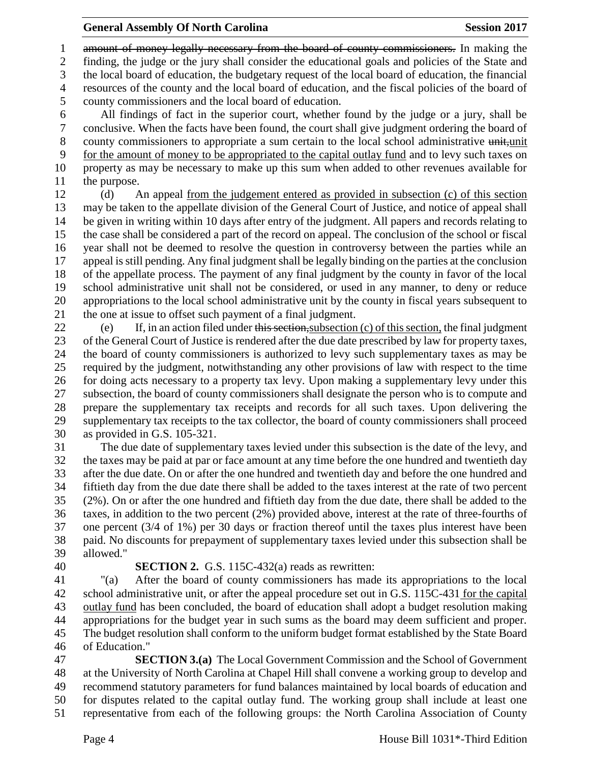~~amount of money legally necessary from the board of county commissioners.~~ In making the finding, the judge or the jury shall consider the educational goals and policies of the State and the local board of education, the budgetary request of the local board of education, the financial resources of the county and the local board of education, and the fiscal policies of the board of county commissioners and the local board of education.

All findings of fact in the superior court, whether found by the judge or a jury, shall be conclusive. When the facts have been found, the court shall give judgment ordering the board of county commissioners to appropriate a sum certain to the local school administrative ~~unit,~~<u>unit for the amount of money to be appropriated to the capital outlay fund</u> and to levy such taxes on property as may be necessary to make up this sum when added to other revenues available for the purpose.

(d) An appeal <u>from the judgement entered as provided in subsection (c) of this section</u> may be taken to the appellate division of the General Court of Justice, and notice of appeal shall be given in writing within 10 days after entry of the judgment. All papers and records relating to the case shall be considered a part of the record on appeal. The conclusion of the school or fiscal year shall not be deemed to resolve the question in controversy between the parties while an appeal is still pending. Any final judgment shall be legally binding on the parties at the conclusion of the appellate process. The payment of any final judgment by the county in favor of the local school administrative unit shall not be considered, or used in any manner, to deny or reduce appropriations to the local school administrative unit by the county in fiscal years subsequent to the one at issue to offset such payment of a final judgment.

(e) If, in an action filed under ~~this section,~~<u>subsection (c) of this section,</u> the final judgment of the General Court of Justice is rendered after the due date prescribed by law for property taxes, the board of county commissioners is authorized to levy such supplementary taxes as may be required by the judgment, notwithstanding any other provisions of law with respect to the time for doing acts necessary to a property tax levy. Upon making a supplementary levy under this subsection, the board of county commissioners shall designate the person who is to compute and prepare the supplementary tax receipts and records for all such taxes. Upon delivering the supplementary tax receipts to the tax collector, the board of county commissioners shall proceed as provided in G.S. 105-321.

The due date of supplementary taxes levied under this subsection is the date of the levy, and the taxes may be paid at par or face amount at any time before the one hundred and twentieth day after the due date. On or after the one hundred and twentieth day and before the one hundred and fiftieth day from the due date there shall be added to the taxes interest at the rate of two percent (2%). On or after the one hundred and fiftieth day from the due date, there shall be added to the taxes, in addition to the two percent (2%) provided above, interest at the rate of three-fourths of one percent (3/4 of 1%) per 30 days or fraction thereof until the taxes plus interest have been paid. No discounts for prepayment of supplementary taxes levied under this subsection shall be allowed."

**SECTION 2.** G.S. 115C-432(a) reads as rewritten:

"(a) After the board of county commissioners has made its appropriations to the local school administrative unit, or after the appeal procedure set out in G.S. 115C-431<u> for the capital outlay fund</u> has been concluded, the board of education shall adopt a budget resolution making appropriations for the budget year in such sums as the board may deem sufficient and proper. The budget resolution shall conform to the uniform budget format established by the State Board of Education."

**SECTION 3.(a)** The Local Government Commission and the School of Government at the University of North Carolina at Chapel Hill shall convene a working group to develop and recommend statutory parameters for fund balances maintained by local boards of education and for disputes related to the capital outlay fund. The working group shall include at least one representative from each of the following groups: the North Carolina Association of County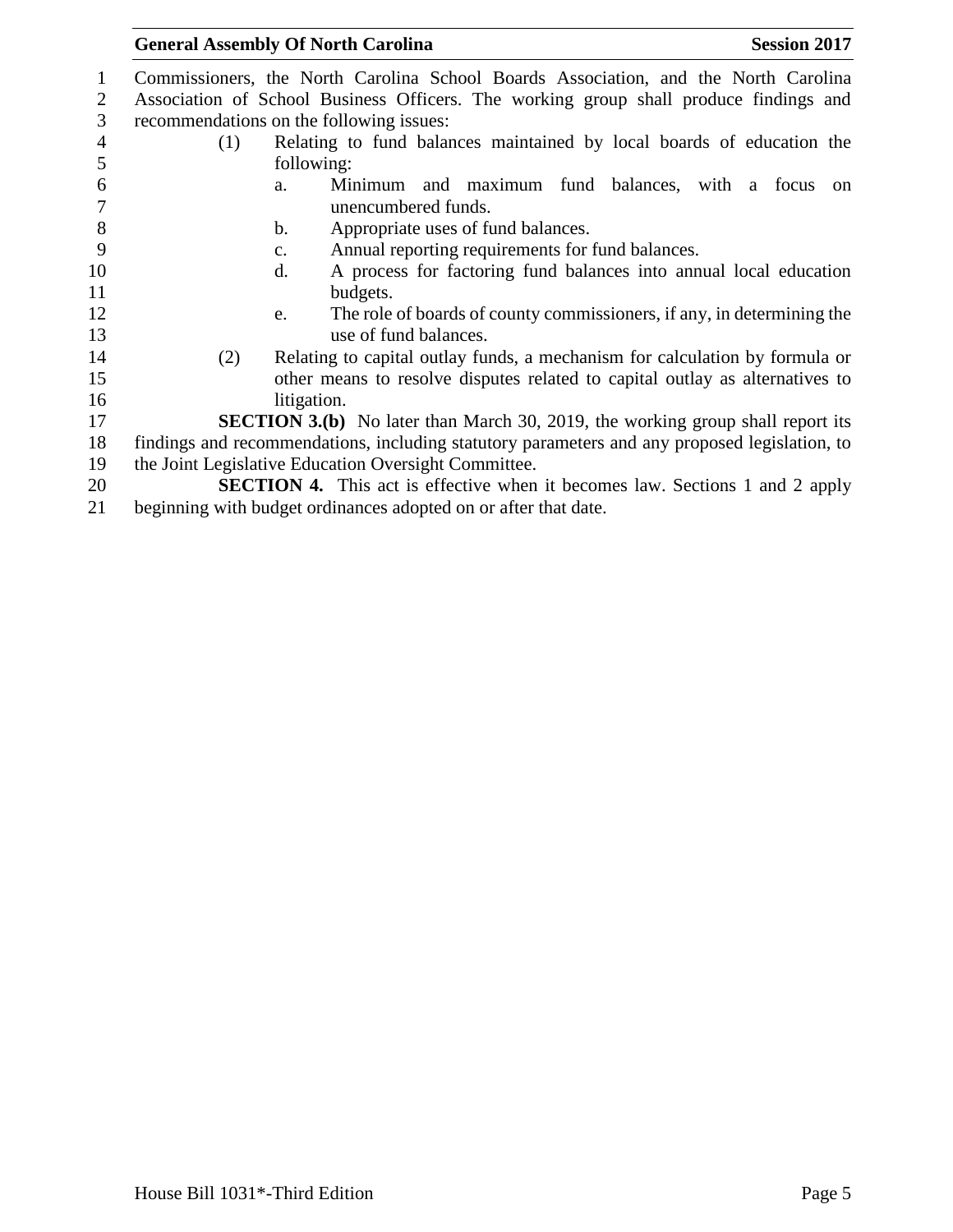Commissioners, the North Carolina School Boards Association, and the North Carolina Association of School Business Officers. The working group shall produce findings and recommendations on the following issues:

(1) Relating to fund balances maintained by local boards of education the following:

a. Minimum and maximum fund balances, with a focus on unencumbered funds.

b. Appropriate uses of fund balances.

c. Annual reporting requirements for fund balances.

d. A process for factoring fund balances into annual local education budgets.

e. The role of boards of county commissioners, if any, in determining the use of fund balances.

(2) Relating to capital outlay funds, a mechanism for calculation by formula or other means to resolve disputes related to capital outlay as alternatives to litigation.

**SECTION 3.(b)** No later than March 30, 2019, the working group shall report its findings and recommendations, including statutory parameters and any proposed legislation, to the Joint Legislative Education Oversight Committee.

**SECTION 4.** This act is effective when it becomes law. Sections 1 and 2 apply beginning with budget ordinances adopted on or after that date.